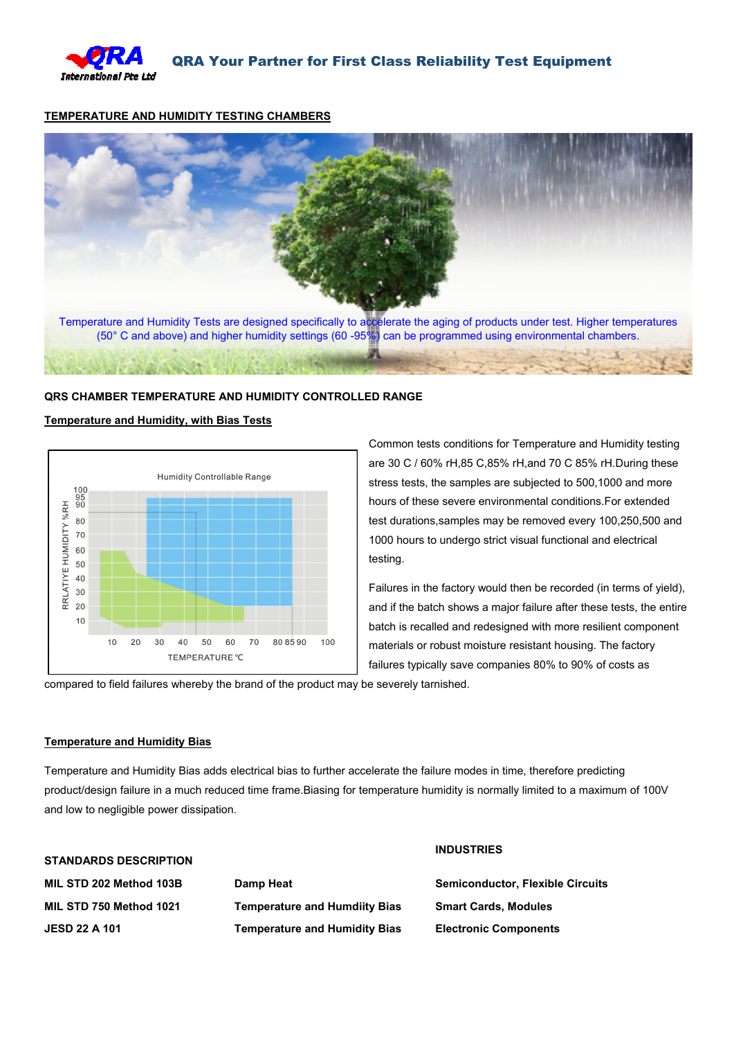QRA Your Partner for First Class Reliability Test Equipment

## TEMPERATURE AND HUMIDITY TESTING CHAMBERS

Temperature and Humidity Tests are designed specifically to accelerate the aging of products under test. Higher temperatures (50° C and above) and higher humidity settings (60 -95%) can be programmed using environmental chambers.

### QRS CHAMBER TEMPERATURE AND HUMIDITY CONTROLLED RANGE

#### Temperature and Humidity, with Bias Tests

Common tests conditions for Temperature and Humidity testing are 30 C / 60% rH,85 C,85% rH,and 70 C 85% rH.During these stress tests, the samples are subjected to 500,1000 and more hours of these severe environmental conditions.For extended test durations,samples may be removed every 100,250,500 and 1000 hours to undergo strict visual functional and electrical testing.

Failures in the factory would then be recorded (in terms of yield), and if the batch shows a major failure after these tests, the entire batch is recalled and redesigned with more resilient component materials or robust moisture resistant housing. The factory failures typically save companies 80% to 90% of costs as compared to field failures whereby the brand of the product may be severely tarnished.

#### Temperature and Humidity Bias

Temperature and Humidity Bias adds electrical bias to further accelerate the failure modes in time, therefore predicting product/design failure in a much reduced time frame.Biasing for temperature humidity is normally limited to a maximum of 100V and low to negligible power dissipation.

| STANDARDS DESCRIPTION | | INDUSTRIES |
|---|---|---|
| MIL STD 202 Method 103B | Damp Heat | Semiconductor, Flexible Circuits |
| MIL STD 750 Method 1021 | Temperature and Humdiity Bias | Smart Cards, Modules |
| JESD 22 A 101 | Temperature and Humidity Bias | Electronic Components |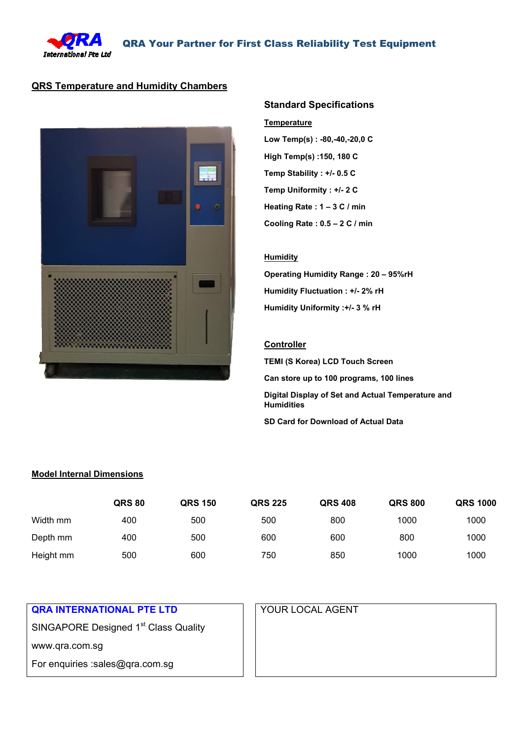QRA Your Partner for First Class Reliability Test Equipment

## QRS Temperature and Humidity Chambers

### Standard Specifications

**Temperature**

**Low Temp(s) : -80,-40,-20,0 C**

**High Temp(s) :150, 180 C**

**Temp Stability : +/- 0.5 C**

**Temp Uniformity : +/- 2 C**

**Heating Rate : 1 – 3 C / min**

**Cooling Rate : 0.5 – 2 C / min**

**Humidity**

**Operating Humidity Range : 20 – 95%rH**

**Humidity Fluctuation : +/- 2% rH**

**Humidity Uniformity :+/- 3 % rH**

**Controller**

**TEMI (S Korea) LCD Touch Screen**

**Can store up to 100 programs, 100 lines**

**Digital Display of Set and Actual Temperature and Humidities**

**SD Card for Download of Actual Data**

### Model Internal Dimensions

| | QRS 80 | QRS 150 | QRS 225 | QRS 408 | QRS 800 | QRS 1000 |
|---|---|---|---|---|---|---|
| Width mm | 400 | 500 | 500 | 800 | 1000 | 1000 |
| Depth mm | 400 | 500 | 600 | 600 | 800 | 1000 |
| Height mm | 500 | 600 | 750 | 850 | 1000 | 1000 |

**QRA INTERNATIONAL PTE LTD**

SINGAPORE Designed 1st Class Quality

www.qra.com.sg

For enquiries :sales@qra.com.sg

YOUR LOCAL AGENT